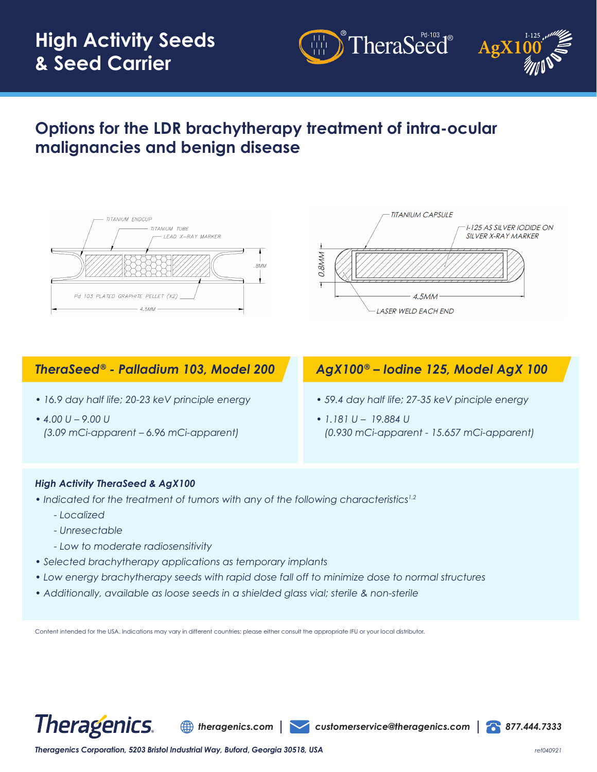# High Activity Seeds & Seed Carrier

## Options for the LDR brachytherapy treatment of intra-ocular malignancies and benign disease

TITANIUM ENDCUP
TITANIUM TUBE
LEAD X-RAY MARKER
.8MM
Pd 103 PLATED GRAPHITE PELLET (X2)
4.5MM

TITANIUM CAPSULE
I-125 AS SILVER IODIDE ON SILVER X-RAY MARKER
0.8MM
4.5MM
LASER WELD EACH END

### *TheraSeed® - Palladium 103, Model 200*

- *16.9 day half life; 20-23 keV principle energy*
- *4.00 U – 9.00 U (3.09 mCi-apparent – 6.96 mCi-apparent)*

### *AgX100® – Iodine 125, Model AgX 100*

- *59.4 day half life; 27-35 keV pinciple energy*
- *1.181 U – 19.884 U (0.930 mCi-apparent - 15.657 mCi-apparent)*

### *High Activity TheraSeed & AgX100*

- *Indicated for the treatment of tumors with any of the following characteristics*[1,2]
  - *Localized*
  - *Unresectable*
  - *Low to moderate radiosensitivity*
- *Selected brachytherapy applications as temporary implants*
- *Low energy brachytherapy seeds with rapid dose fall off to minimize dose to normal structures*
- *Additionally, available as loose seeds in a shielded glass vial; sterile & non-sterile*

Content intended for the USA. Indications may vary in different countries; please either consult the appropriate IFU or your local distributor.

Theragenics | theragenics.com | customerservice@theragenics.com | 877.444.7333

Theragenics Corporation, 5203 Bristol Industrial Way, Buford, Georgia 30518, USA

ref040921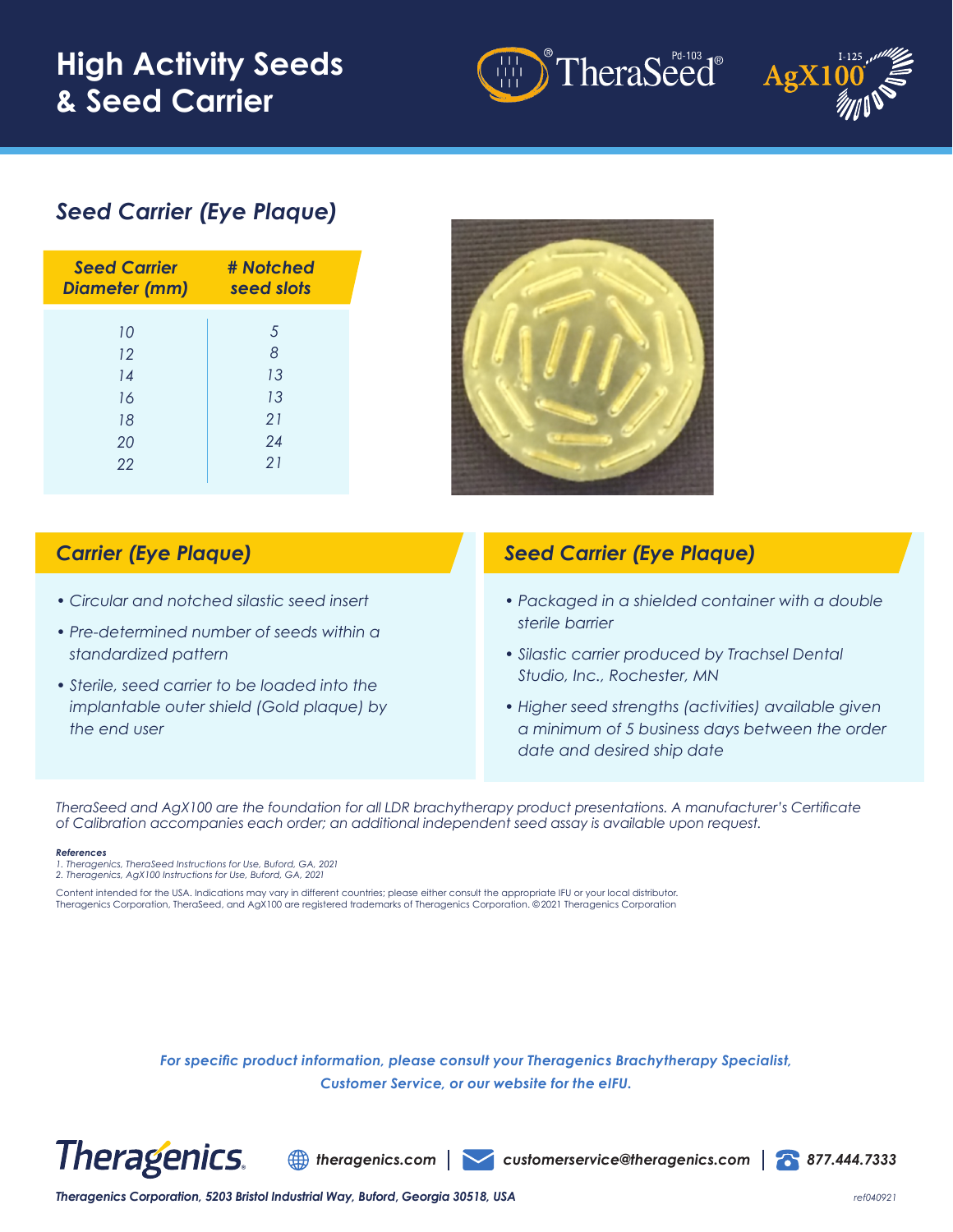# High Activity Seeds & Seed Carrier

TheraSeed® Pd-103 | AgX100 I-125

## *Seed Carrier (Eye Plaque)*

| *Seed Carrier Diameter (mm)* | *# Notched seed slots* |
|---|---|
| 10 | 5 |
| 12 | 8 |
| 14 | 13 |
| 16 | 13 |
| 18 | 21 |
| 20 | 24 |
| 22 | 21 |

### *Carrier (Eye Plaque)*

- *Circular and notched silastic seed insert*
- *Pre-determined number of seeds within a standardized pattern*
- *Sterile, seed carrier to be loaded into the implantable outer shield (Gold plaque) by the end user*

### *Seed Carrier (Eye Plaque)*

- *Packaged in a shielded container with a double sterile barrier*
- *Silastic carrier produced by Trachsel Dental Studio, Inc., Rochester, MN*
- *Higher seed strengths (activities) available given a minimum of 5 business days between the order date and desired ship date*

*TheraSeed and AgX100 are the foundation for all LDR brachytherapy product presentations. A manufacturer's Certificate of Calibration accompanies each order; an additional independent seed assay is available upon request.*

***References***
1. *Theragenics, TheraSeed Instructions for Use, Buford, GA, 2021*
2. *Theragenics, AgX100 Instructions for Use, Buford, GA, 2021*

Content intended for the USA. Indications may vary in different countries; please either consult the appropriate IFU or your local distributor.
Theragenics Corporation, TheraSeed, and AgX100 are registered trademarks of Theragenics Corporation. ©2021 Theragenics Corporation

***For specific product information, please consult your Theragenics Brachytherapy Specialist, Customer Service, or our website for the eIFU.***

Theragenics | **theragenics.com** | **customerservice@theragenics.com** | **877.444.7333**

***Theragenics Corporation, 5203 Bristol Industrial Way, Buford, Georgia 30518, USA***

ref040921